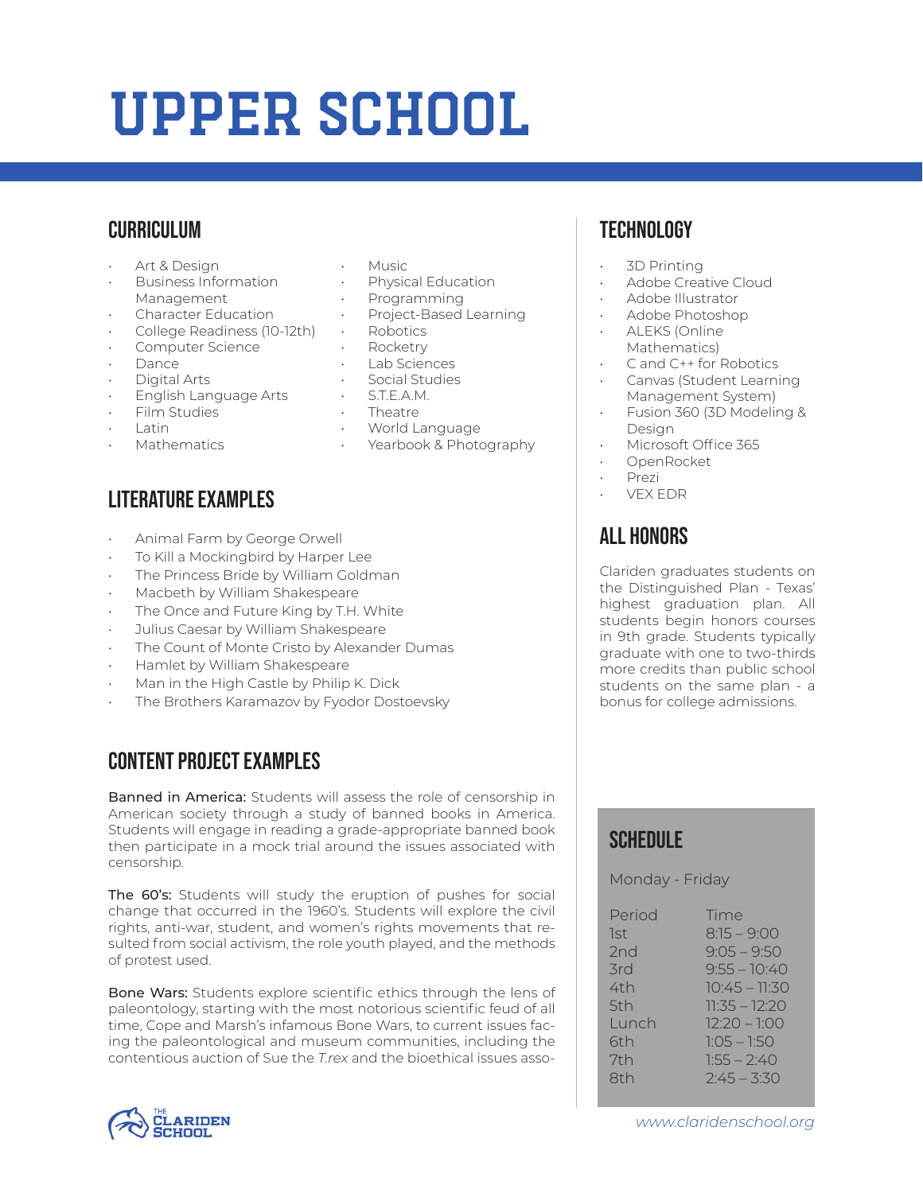# UPPER SCHOOL

## CURRICULUM

- Art & Design
- Business Information Management
- Character Education
- College Readiness (10-12th)
- Computer Science
- Dance
- Digital Arts
- English Language Arts
- Film Studies
- Latin
- Mathematics
- Music
- Physical Education
- Programming
- Project-Based Learning
- Robotics
- Rocketry
- Lab Sciences
- Social Studies
- S.T.E.A.M.
- Theatre
- World Language
- Yearbook & Photography

## LITERATURE EXAMPLES

- Animal Farm by George Orwell
- To Kill a Mockingbird by Harper Lee
- The Princess Bride by William Goldman
- Macbeth by William Shakespeare
- The Once and Future King by T.H. White
- Julius Caesar by William Shakespeare
- The Count of Monte Cristo by Alexander Dumas
- Hamlet by William Shakespeare
- Man in the High Castle by Philip K. Dick
- The Brothers Karamazov by Fyodor Dostoevsky

## CONTENT PROJECT EXAMPLES

**Banned in America:** Students will assess the role of censorship in American society through a study of banned books in America. Students will engage in reading a grade-appropriate banned book then participate in a mock trial around the issues associated with censorship.

**The 60's:** Students will study the eruption of pushes for social change that occurred in the 1960's. Students will explore the civil rights, anti-war, student, and women's rights movements that resulted from social activism, the role youth played, and the methods of protest used.

**Bone Wars:** Students explore scientific ethics through the lens of paleontology, starting with the most notorious scientific feud of all time, Cope and Marsh's infamous Bone Wars, to current issues facing the paleontological and museum communities, including the contentious auction of Sue the *T.rex* and the bioethical issues asso-

## TECHNOLOGY

- 3D Printing
- Adobe Creative Cloud
- Adobe Illustrator
- Adobe Photoshop
- ALEKS (Online Mathematics)
- C and C++ for Robotics
- Canvas (Student Learning Management System)
- Fusion 360 (3D Modeling & Design
- Microsoft Office 365
- OpenRocket
- Prezi
- VEX EDR

## ALL HONORS

Clariden graduates students on the Distinguished Plan - Texas' highest graduation plan. All students begin honors courses in 9th grade. Students typically graduate with one to two-thirds more credits than public school students on the same plan - a bonus for college admissions.

## SCHEDULE

Monday - Friday

| Period | Time |
|---|---|
| 1st | 8:15 – 9:00 |
| 2nd | 9:05 – 9:50 |
| 3rd | 9:55 – 10:40 |
| 4th | 10:45 – 11:30 |
| 5th | 11:35 – 12:20 |
| Lunch | 12:20 – 1:00 |
| 6th | 1:05 – 1:50 |
| 7th | 1:55 – 2:40 |
| 8th | 2:45 – 3:30 |

THE CLARIDEN SCHOOL

www.claridenschool.org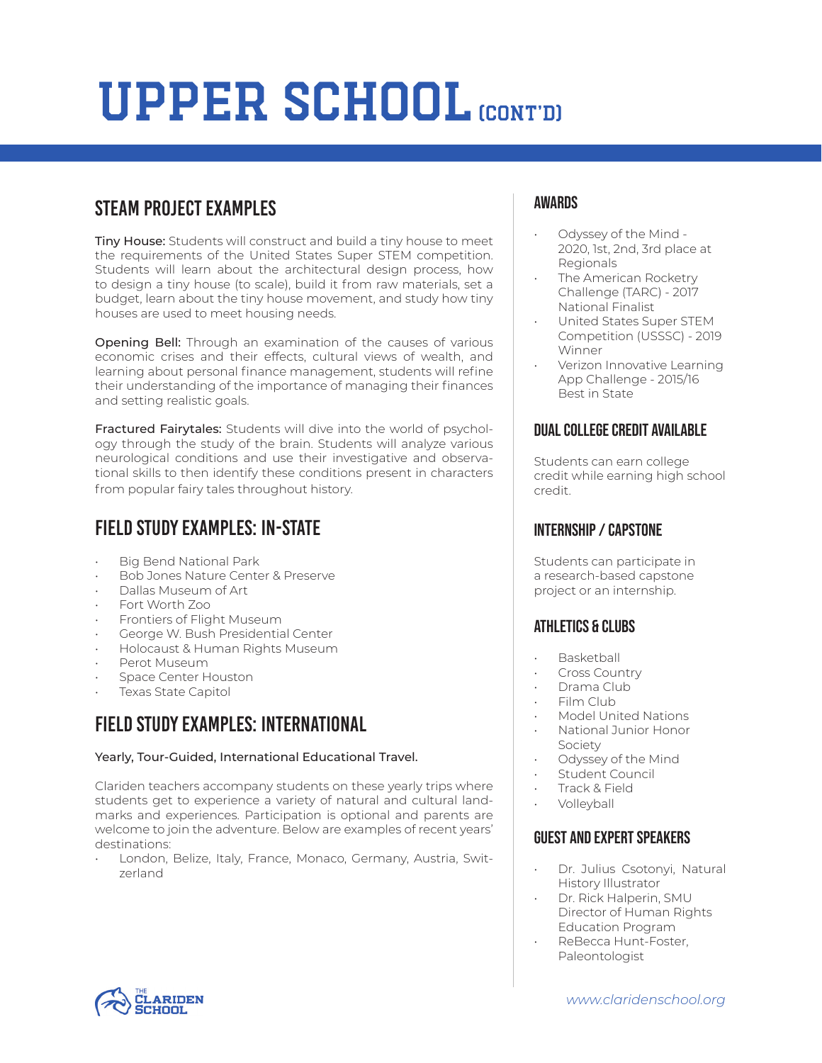# UPPER SCHOOL (CONT'D)

## STEAM PROJECT EXAMPLES

**Tiny House:** Students will construct and build a tiny house to meet the requirements of the United States Super STEM competition. Students will learn about the architectural design process, how to design a tiny house (to scale), build it from raw materials, set a budget, learn about the tiny house movement, and study how tiny houses are used to meet housing needs.

**Opening Bell:** Through an examination of the causes of various economic crises and their effects, cultural views of wealth, and learning about personal finance management, students will refine their understanding of the importance of managing their finances and setting realistic goals.

**Fractured Fairytales:** Students will dive into the world of psychology through the study of the brain. Students will analyze various neurological conditions and use their investigative and observational skills to then identify these conditions present in characters from popular fairy tales throughout history.

## FIELD STUDY EXAMPLES: IN-STATE

- Big Bend National Park
- Bob Jones Nature Center & Preserve
- Dallas Museum of Art
- Fort Worth Zoo
- Frontiers of Flight Museum
- George W. Bush Presidential Center
- Holocaust & Human Rights Museum
- Perot Museum
- Space Center Houston
- Texas State Capitol

## FIELD STUDY EXAMPLES: INTERNATIONAL

Yearly, Tour-Guided, International Educational Travel.

Clariden teachers accompany students on these yearly trips where students get to experience a variety of natural and cultural landmarks and experiences. Participation is optional and parents are welcome to join the adventure. Below are examples of recent years' destinations:

- London, Belize, Italy, France, Monaco, Germany, Austria, Switzerland

## AWARDS

- Odyssey of the Mind - 2020, 1st, 2nd, 3rd place at Regionals
- The American Rocketry Challenge (TARC) - 2017 National Finalist
- United States Super STEM Competition (USSSC) - 2019 Winner
- Verizon Innovative Learning App Challenge - 2015/16 Best in State

## DUAL COLLEGE CREDIT AVAILABLE

Students can earn college credit while earning high school credit.

## INTERNSHIP / CAPSTONE

Students can participate in a research-based capstone project or an internship.

## ATHLETICS & CLUBS

- Basketball
- Cross Country
- Drama Club
- Film Club
- Model United Nations
- National Junior Honor Society
- Odyssey of the Mind
- Student Council
- Track & Field
- Volleyball

## GUEST AND EXPERT SPEAKERS

- Dr. Julius Csotonyi, Natural History Illustrator
- Dr. Rick Halperin, SMU Director of Human Rights Education Program
- ReBecca Hunt-Foster, Paleontologist

THE CLARIDEN SCHOOL

www.claridenschool.org